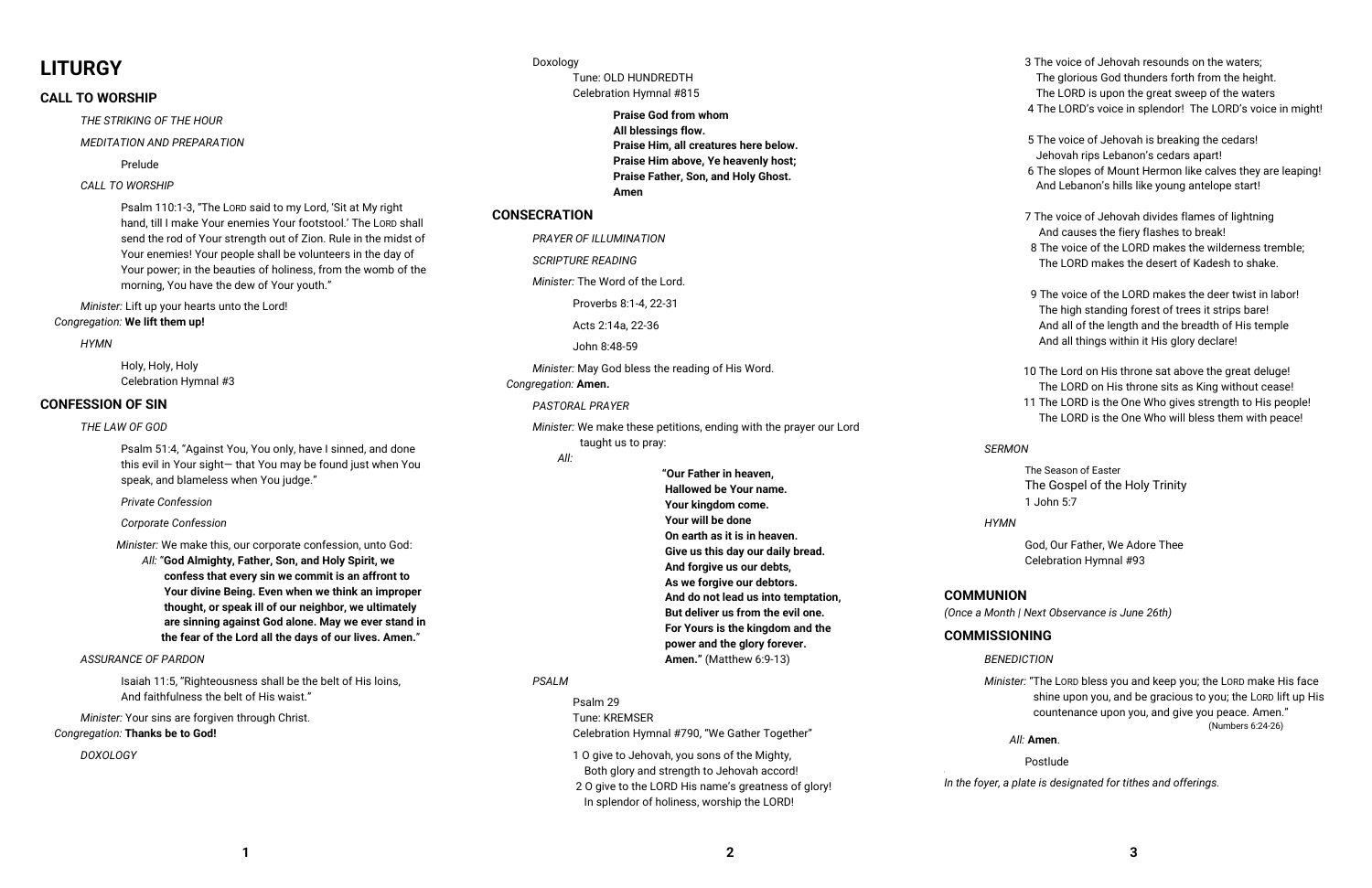# LITURGY

## CALL TO WORSHIP

*THE STRIKING OF THE HOUR*

*MEDITATION AND PREPARATION*

Prelude

*CALL TO WORSHIP*

Psalm 110:1-3, "The LORD said to my Lord, 'Sit at My right hand, till I make Your enemies Your footstool.' The LORD shall send the rod of Your strength out of Zion. Rule in the midst of Your enemies! Your people shall be volunteers in the day of Your power; in the beauties of holiness, from the womb of the morning, You have the dew of Your youth."

*Minister:* Lift up your hearts unto the Lord!
*Congregation:* **We lift them up!**

*HYMN*

Holy, Holy, Holy
Celebration Hymnal #3

## CONFESSION OF SIN

*THE LAW OF GOD*

Psalm 51:4, "Against You, You only, have I sinned, and done this evil in Your sight— that You may be found just when You speak, and blameless when You judge."

*Private Confession*

*Corporate Confession*

*Minister:* We make this, our corporate confession, unto God:
*All:* "**God Almighty, Father, Son, and Holy Spirit, we confess that every sin we commit is an affront to Your divine Being. Even when we think an improper thought, or speak ill of our neighbor, we ultimately are sinning against God alone. May we ever stand in the fear of the Lord all the days of our lives. Amen.**"

*ASSURANCE OF PARDON*

Isaiah 11:5, "Righteousness shall be the belt of His loins, And faithfulness the belt of His waist."

*Minister:* Your sins are forgiven through Christ.
*Congregation:* **Thanks be to God!**

*DOXOLOGY*

Doxology
Tune: OLD HUNDREDTH
Celebration Hymnal #815

**Praise God from whom**
**All blessings flow.**
**Praise Him, all creatures here below.**
**Praise Him above, Ye heavenly host;**
**Praise Father, Son, and Holy Ghost.**
**Amen**

## CONSECRATION

*PRAYER OF ILLUMINATION*

*SCRIPTURE READING*

*Minister:* The Word of the Lord.

Proverbs 8:1-4, 22-31

Acts 2:14a, 22-36

John 8:48-59

*Minister:* May God bless the reading of His Word.
*Congregation:* **Amen.**

*PASTORAL PRAYER*

*Minister:* We make these petitions, ending with the prayer our Lord taught us to pray:
*All:*

**"Our Father in heaven,**
**Hallowed be Your name.**
**Your kingdom come.**
**Your will be done**
**On earth as it is in heaven.**
**Give us this day our daily bread.**
**And forgive us our debts,**
**As we forgive our debtors.**
**And do not lead us into temptation,**
**But deliver us from the evil one.**
**For Yours is the kingdom and the power and the glory forever.**
**Amen."** (Matthew 6:9-13)

*PSALM*

Psalm 29
Tune: KREMSER
Celebration Hymnal #790, "We Gather Together"

1 O give to Jehovah, you sons of the Mighty,
Both glory and strength to Jehovah accord!
2 O give to the LORD His name's greatness of glory!
In splendor of holiness, worship the LORD!

3 The voice of Jehovah resounds on the waters;
The glorious God thunders forth from the height.
The LORD is upon the great sweep of the waters
4 The LORD's voice in splendor! The LORD's voice in might!

5 The voice of Jehovah is breaking the cedars!
Jehovah rips Lebanon's cedars apart!
6 The slopes of Mount Hermon like calves they are leaping!
And Lebanon's hills like young antelope start!

7 The voice of Jehovah divides flames of lightning
And causes the fiery flashes to break!
8 The voice of the LORD makes the wilderness tremble;
The LORD makes the desert of Kadesh to shake.

9 The voice of the LORD makes the deer twist in labor!
The high standing forest of trees it strips bare!
And all of the length and the breadth of His temple
And all things within it His glory declare!

10 The Lord on His throne sat above the great deluge!
The LORD on His throne sits as King without cease!
11 The LORD is the One Who gives strength to His people!
The LORD is the One Who will bless them with peace!

*SERMON*

The Season of Easter
The Gospel of the Holy Trinity
1 John 5:7

*HYMN*

God, Our Father, We Adore Thee
Celebration Hymnal #93

## COMMUNION

*(Once a Month | Next Observance is June 26th)*

## COMMISSIONING

*BENEDICTION*

*Minister:* "The LORD bless you and keep you; the LORD make His face shine upon you, and be gracious to you; the LORD lift up His countenance upon you, and give you peace. Amen." (Numbers 6:24-26)

*All:* **Amen**.

Postlude

*In the foyer, a plate is designated for tithes and offerings.*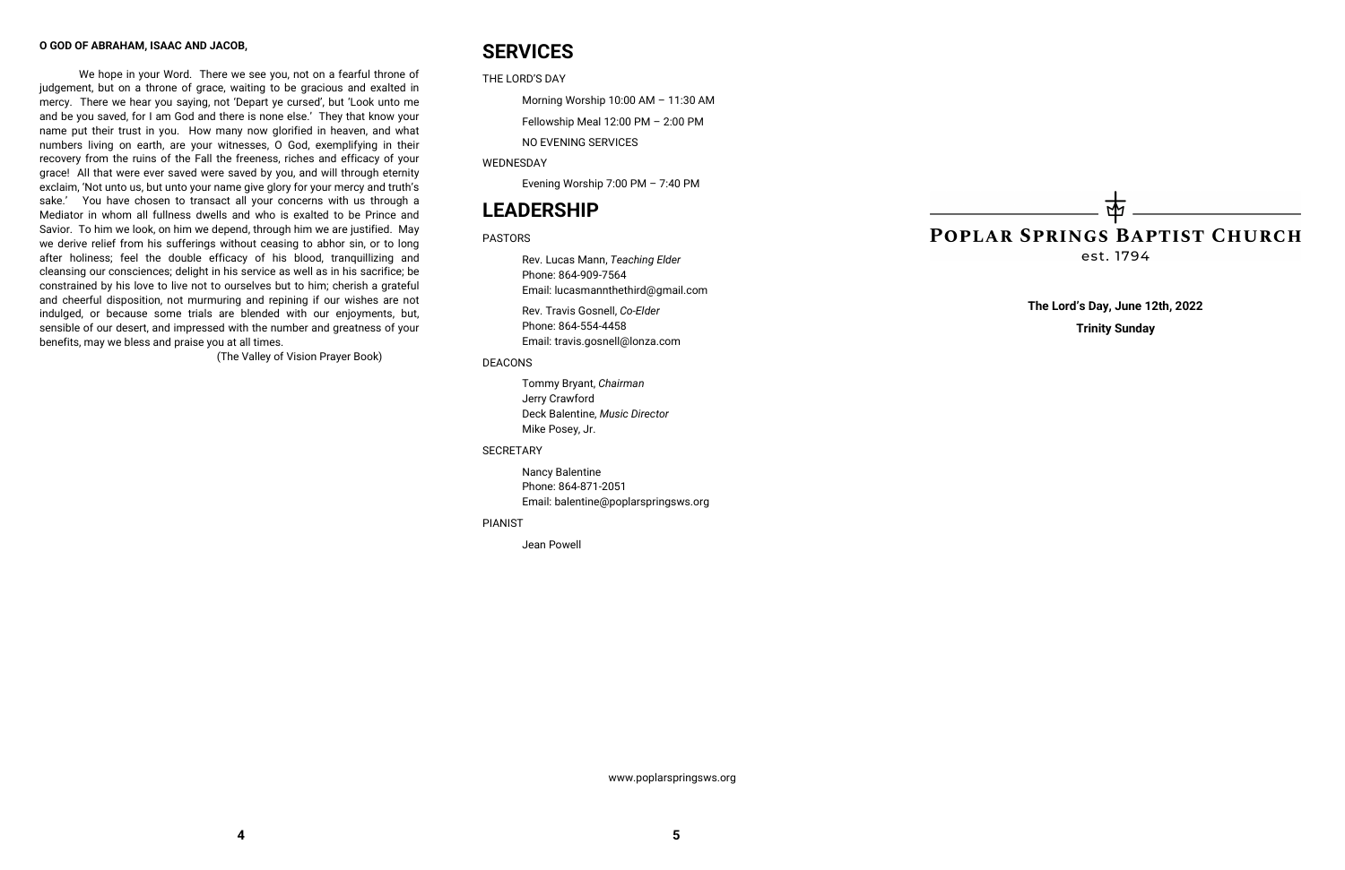**O GOD OF ABRAHAM, ISAAC AND JACOB,**

We hope in your Word. There we see you, not on a fearful throne of judgement, but on a throne of grace, waiting to be gracious and exalted in mercy. There we hear you saying, not 'Depart ye cursed', but 'Look unto me and be you saved, for I am God and there is none else.' They that know your name put their trust in you. How many now glorified in heaven, and what numbers living on earth, are your witnesses, O God, exemplifying in their recovery from the ruins of the Fall the freeness, riches and efficacy of your grace! All that were ever saved were saved by you, and will through eternity exclaim, 'Not unto us, but unto your name give glory for your mercy and truth's sake.' You have chosen to transact all your concerns with us through a Mediator in whom all fullness dwells and who is exalted to be Prince and Savior. To him we look, on him we depend, through him we are justified. May we derive relief from his sufferings without ceasing to abhor sin, or to long after holiness; feel the double efficacy of his blood, tranquillizing and cleansing our consciences; delight in his service as well as in his sacrifice; be constrained by his love to live not to ourselves but to him; cherish a grateful and cheerful disposition, not murmuring and repining if our wishes are not indulged, or because some trials are blended with our enjoyments, but, sensible of our desert, and impressed with the number and greatness of your benefits, may we bless and praise you at all times.

(The Valley of Vision Prayer Book)

## SERVICES

THE LORD'S DAY

Morning Worship 10:00 AM – 11:30 AM

Fellowship Meal 12:00 PM – 2:00 PM

NO EVENING SERVICES

WEDNESDAY

Evening Worship 7:00 PM – 7:40 PM

## LEADERSHIP

PASTORS

Rev. Lucas Mann, *Teaching Elder*
Phone: 864-909-7564
Email: lucasmannthethird@gmail.com

Rev. Travis Gosnell, *Co-Elder*
Phone: 864-554-4458
Email: travis.gosnell@lonza.com

DEACONS

Tommy Bryant, *Chairman*
Jerry Crawford
Deck Balentine, *Music Director*
Mike Posey, Jr.

SECRETARY

Nancy Balentine
Phone: 864-871-2051
Email: balentine@poplarspringsws.org

PIANIST

Jean Powell

www.poplarspringsws.org

# POPLAR SPRINGS BAPTIST CHURCH

est. 1794

**The Lord's Day, June 12th, 2022**

**Trinity Sunday**